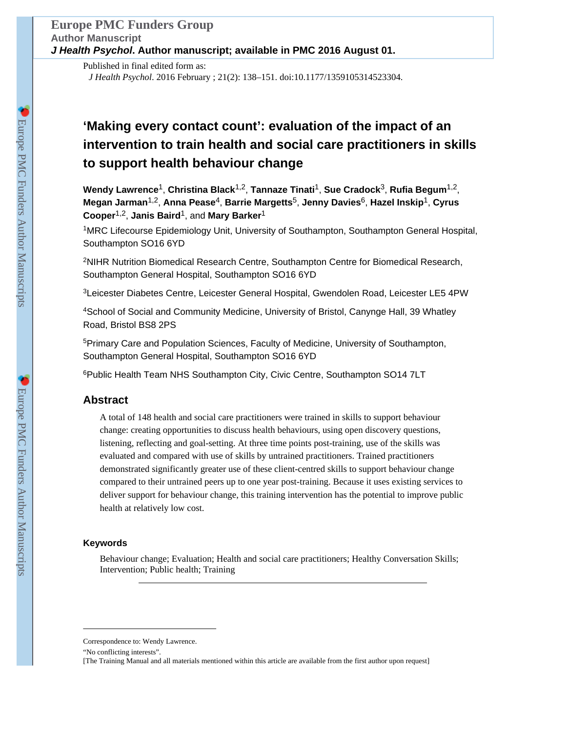Published in final edited form as:

*J Health Psychol*. 2016 February ; 21(2): 138–151. doi:10.1177/1359105314523304.

# 'Making every contact count': evaluation of the impact of an intervention to train health and social care practitioners in skills to support health behaviour change

**Wendy Lawrence**[1], **Christina Black**[1,2], **Tannaze Tinati**[1], **Sue Cradock**[3], **Rufia Begum**[1,2], **Megan Jarman**[1,2], **Anna Pease**[4], **Barrie Margetts**[5], **Jenny Davies**[6], **Hazel Inskip**[1], **Cyrus Cooper**[1,2], **Janis Baird**[1], and **Mary Barker**[1]

[1]MRC Lifecourse Epidemiology Unit, University of Southampton, Southampton General Hospital, Southampton SO16 6YD

[2]NIHR Nutrition Biomedical Research Centre, Southampton Centre for Biomedical Research, Southampton General Hospital, Southampton SO16 6YD

[3]Leicester Diabetes Centre, Leicester General Hospital, Gwendolen Road, Leicester LE5 4PW

[4]School of Social and Community Medicine, University of Bristol, Canynge Hall, 39 Whatley Road, Bristol BS8 2PS

[5]Primary Care and Population Sciences, Faculty of Medicine, University of Southampton, Southampton General Hospital, Southampton SO16 6YD

[6]Public Health Team NHS Southampton City, Civic Centre, Southampton SO14 7LT

## Abstract

A total of 148 health and social care practitioners were trained in skills to support behaviour change: creating opportunities to discuss health behaviours, using open discovery questions, listening, reflecting and goal-setting. At three time points post-training, use of the skills was evaluated and compared with use of skills by untrained practitioners. Trained practitioners demonstrated significantly greater use of these client-centred skills to support behaviour change compared to their untrained peers up to one year post-training. Because it uses existing services to deliver support for behaviour change, this training intervention has the potential to improve public health at relatively low cost.

### Keywords

Behaviour change; Evaluation; Health and social care practitioners; Healthy Conversation Skills; Intervention; Public health; Training

---

Correspondence to: Wendy Lawrence.

"No conflicting interests".

[The Training Manual and all materials mentioned within this article are available from the first author upon request]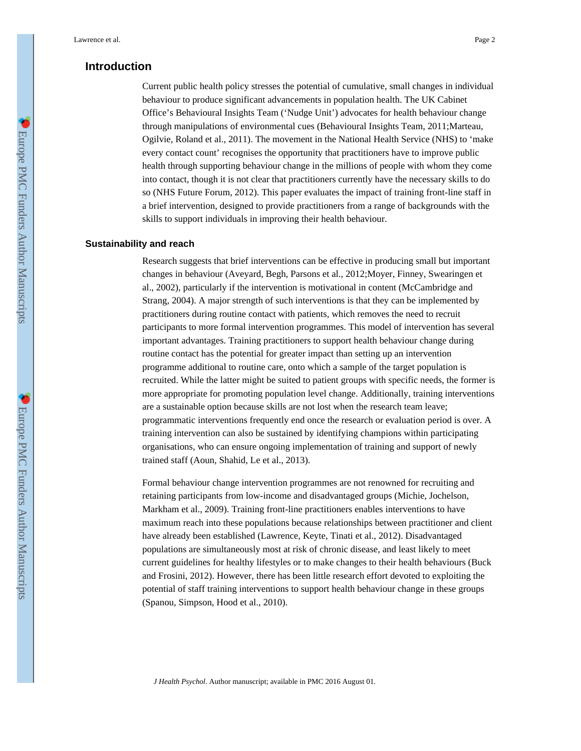## Introduction

Current public health policy stresses the potential of cumulative, small changes in individual behaviour to produce significant advancements in population health. The UK Cabinet Office's Behavioural Insights Team ('Nudge Unit') advocates for health behaviour change through manipulations of environmental cues (Behavioural Insights Team, 2011;Marteau, Ogilvie, Roland et al., 2011). The movement in the National Health Service (NHS) to 'make every contact count' recognises the opportunity that practitioners have to improve public health through supporting behaviour change in the millions of people with whom they come into contact, though it is not clear that practitioners currently have the necessary skills to do so (NHS Future Forum, 2012). This paper evaluates the impact of training front-line staff in a brief intervention, designed to provide practitioners from a range of backgrounds with the skills to support individuals in improving their health behaviour.

### Sustainability and reach

Research suggests that brief interventions can be effective in producing small but important changes in behaviour (Aveyard, Begh, Parsons et al., 2012;Moyer, Finney, Swearingen et al., 2002), particularly if the intervention is motivational in content (McCambridge and Strang, 2004). A major strength of such interventions is that they can be implemented by practitioners during routine contact with patients, which removes the need to recruit participants to more formal intervention programmes. This model of intervention has several important advantages. Training practitioners to support health behaviour change during routine contact has the potential for greater impact than setting up an intervention programme additional to routine care, onto which a sample of the target population is recruited. While the latter might be suited to patient groups with specific needs, the former is more appropriate for promoting population level change. Additionally, training interventions are a sustainable option because skills are not lost when the research team leave; programmatic interventions frequently end once the research or evaluation period is over. A training intervention can also be sustained by identifying champions within participating organisations, who can ensure ongoing implementation of training and support of newly trained staff (Aoun, Shahid, Le et al., 2013).

Formal behaviour change intervention programmes are not renowned for recruiting and retaining participants from low-income and disadvantaged groups (Michie, Jochelson, Markham et al., 2009). Training front-line practitioners enables interventions to have maximum reach into these populations because relationships between practitioner and client have already been established (Lawrence, Keyte, Tinati et al., 2012). Disadvantaged populations are simultaneously most at risk of chronic disease, and least likely to meet current guidelines for healthy lifestyles or to make changes to their health behaviours (Buck and Frosini, 2012). However, there has been little research effort devoted to exploiting the potential of staff training interventions to support health behaviour change in these groups (Spanou, Simpson, Hood et al., 2010).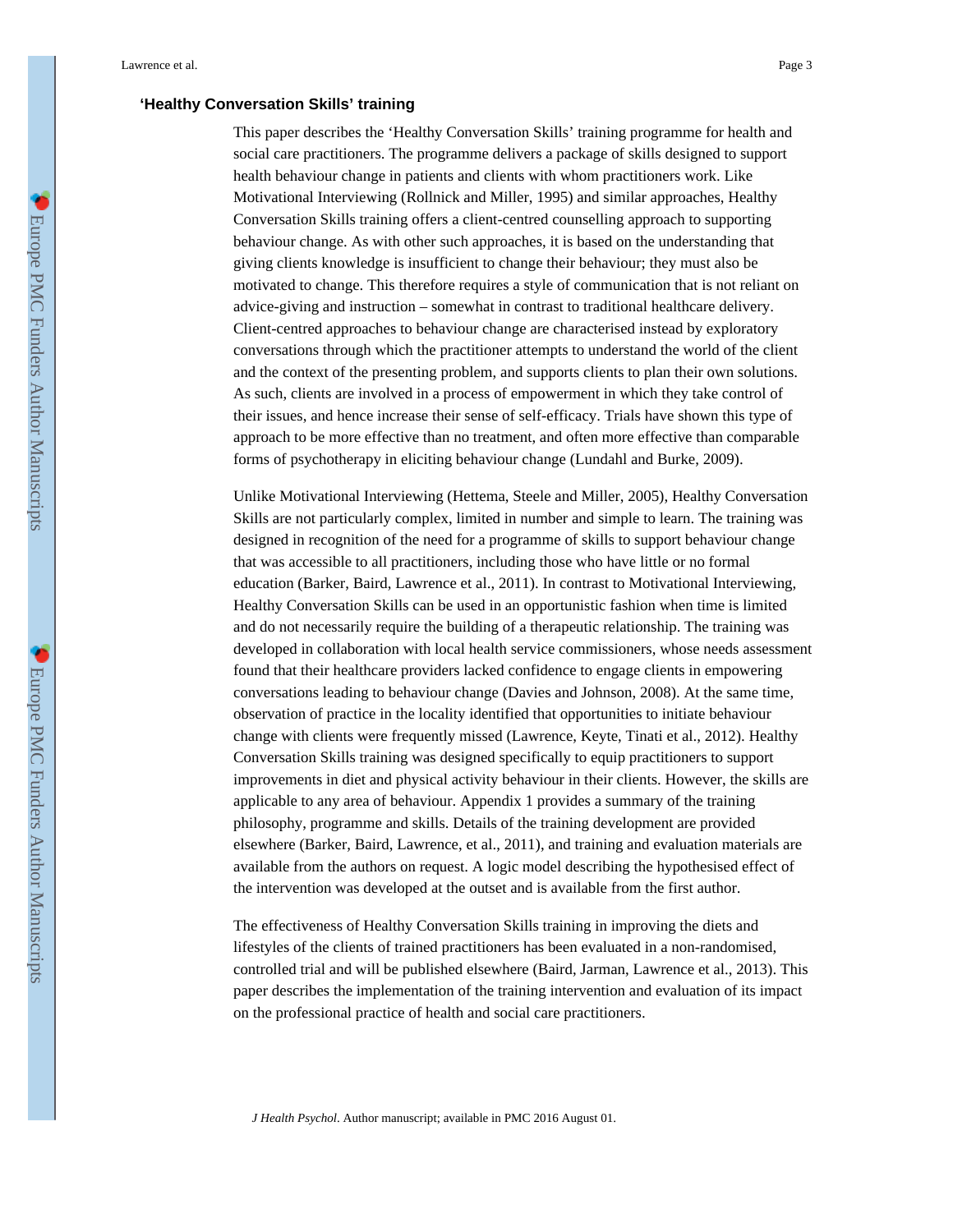## 'Healthy Conversation Skills' training

This paper describes the 'Healthy Conversation Skills' training programme for health and social care practitioners. The programme delivers a package of skills designed to support health behaviour change in patients and clients with whom practitioners work. Like Motivational Interviewing (Rollnick and Miller, 1995) and similar approaches, Healthy Conversation Skills training offers a client-centred counselling approach to supporting behaviour change. As with other such approaches, it is based on the understanding that giving clients knowledge is insufficient to change their behaviour; they must also be motivated to change. This therefore requires a style of communication that is not reliant on advice-giving and instruction – somewhat in contrast to traditional healthcare delivery. Client-centred approaches to behaviour change are characterised instead by exploratory conversations through which the practitioner attempts to understand the world of the client and the context of the presenting problem, and supports clients to plan their own solutions. As such, clients are involved in a process of empowerment in which they take control of their issues, and hence increase their sense of self-efficacy. Trials have shown this type of approach to be more effective than no treatment, and often more effective than comparable forms of psychotherapy in eliciting behaviour change (Lundahl and Burke, 2009).

Unlike Motivational Interviewing (Hettema, Steele and Miller, 2005), Healthy Conversation Skills are not particularly complex, limited in number and simple to learn. The training was designed in recognition of the need for a programme of skills to support behaviour change that was accessible to all practitioners, including those who have little or no formal education (Barker, Baird, Lawrence et al., 2011). In contrast to Motivational Interviewing, Healthy Conversation Skills can be used in an opportunistic fashion when time is limited and do not necessarily require the building of a therapeutic relationship. The training was developed in collaboration with local health service commissioners, whose needs assessment found that their healthcare providers lacked confidence to engage clients in empowering conversations leading to behaviour change (Davies and Johnson, 2008). At the same time, observation of practice in the locality identified that opportunities to initiate behaviour change with clients were frequently missed (Lawrence, Keyte, Tinati et al., 2012). Healthy Conversation Skills training was designed specifically to equip practitioners to support improvements in diet and physical activity behaviour in their clients. However, the skills are applicable to any area of behaviour. Appendix 1 provides a summary of the training philosophy, programme and skills. Details of the training development are provided elsewhere (Barker, Baird, Lawrence, et al., 2011), and training and evaluation materials are available from the authors on request. A logic model describing the hypothesised effect of the intervention was developed at the outset and is available from the first author.

The effectiveness of Healthy Conversation Skills training in improving the diets and lifestyles of the clients of trained practitioners has been evaluated in a non-randomised, controlled trial and will be published elsewhere (Baird, Jarman, Lawrence et al., 2013). This paper describes the implementation of the training intervention and evaluation of its impact on the professional practice of health and social care practitioners.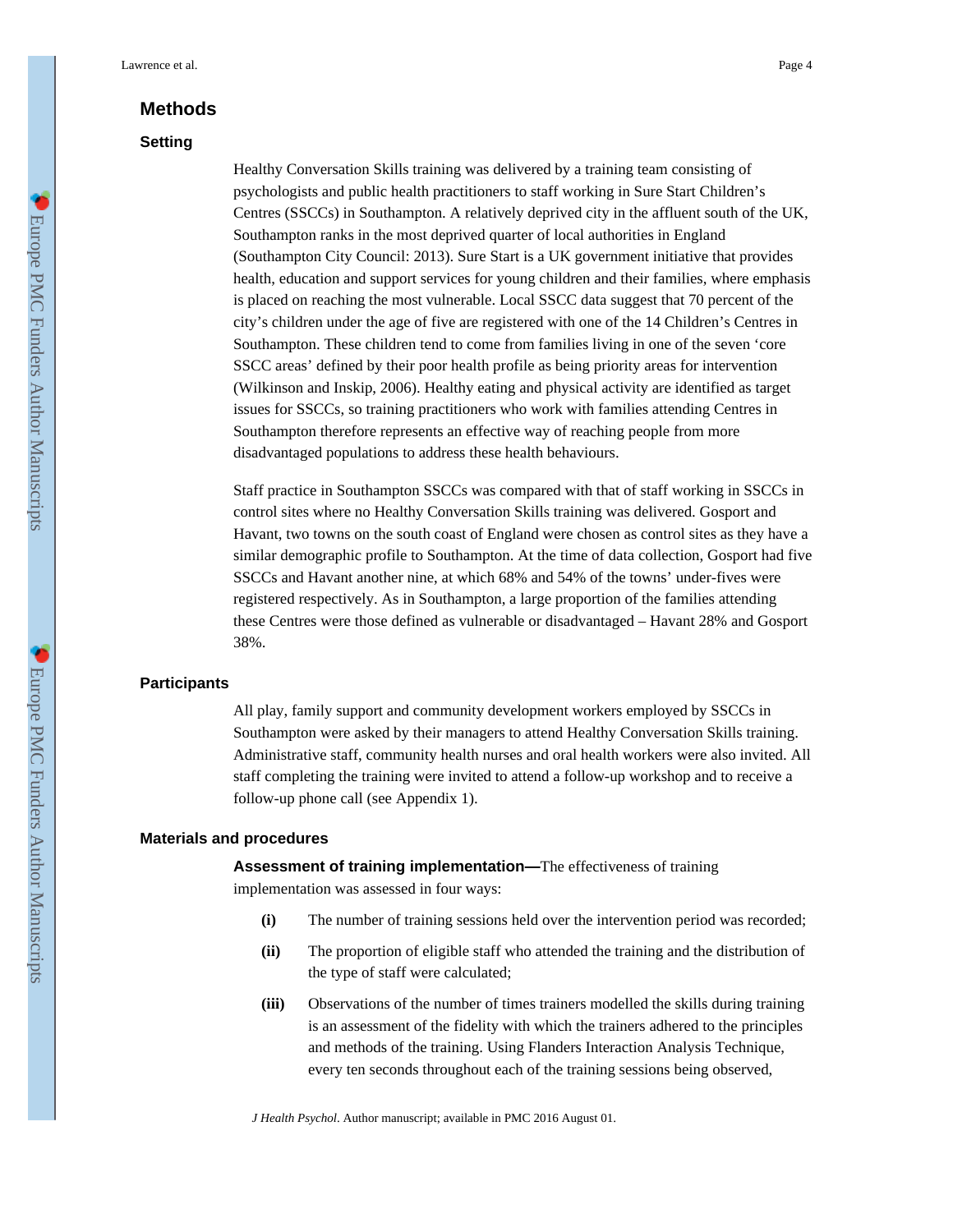## Methods

### Setting

Healthy Conversation Skills training was delivered by a training team consisting of psychologists and public health practitioners to staff working in Sure Start Children's Centres (SSCCs) in Southampton. A relatively deprived city in the affluent south of the UK, Southampton ranks in the most deprived quarter of local authorities in England (Southampton City Council: 2013). Sure Start is a UK government initiative that provides health, education and support services for young children and their families, where emphasis is placed on reaching the most vulnerable. Local SSCC data suggest that 70 percent of the city's children under the age of five are registered with one of the 14 Children's Centres in Southampton. These children tend to come from families living in one of the seven 'core SSCC areas' defined by their poor health profile as being priority areas for intervention (Wilkinson and Inskip, 2006). Healthy eating and physical activity are identified as target issues for SSCCs, so training practitioners who work with families attending Centres in Southampton therefore represents an effective way of reaching people from more disadvantaged populations to address these health behaviours.

Staff practice in Southampton SSCCs was compared with that of staff working in SSCCs in control sites where no Healthy Conversation Skills training was delivered. Gosport and Havant, two towns on the south coast of England were chosen as control sites as they have a similar demographic profile to Southampton. At the time of data collection, Gosport had five SSCCs and Havant another nine, at which 68% and 54% of the towns' under-fives were registered respectively. As in Southampton, a large proportion of the families attending these Centres were those defined as vulnerable or disadvantaged – Havant 28% and Gosport 38%.

### Participants

All play, family support and community development workers employed by SSCCs in Southampton were asked by their managers to attend Healthy Conversation Skills training. Administrative staff, community health nurses and oral health workers were also invited. All staff completing the training were invited to attend a follow-up workshop and to receive a follow-up phone call (see Appendix 1).

### Materials and procedures

**Assessment of training implementation—**The effectiveness of training implementation was assessed in four ways:

- **(i)** The number of training sessions held over the intervention period was recorded;
- **(ii)** The proportion of eligible staff who attended the training and the distribution of the type of staff were calculated;
- **(iii)** Observations of the number of times trainers modelled the skills during training is an assessment of the fidelity with which the trainers adhered to the principles and methods of the training. Using Flanders Interaction Analysis Technique, every ten seconds throughout each of the training sessions being observed,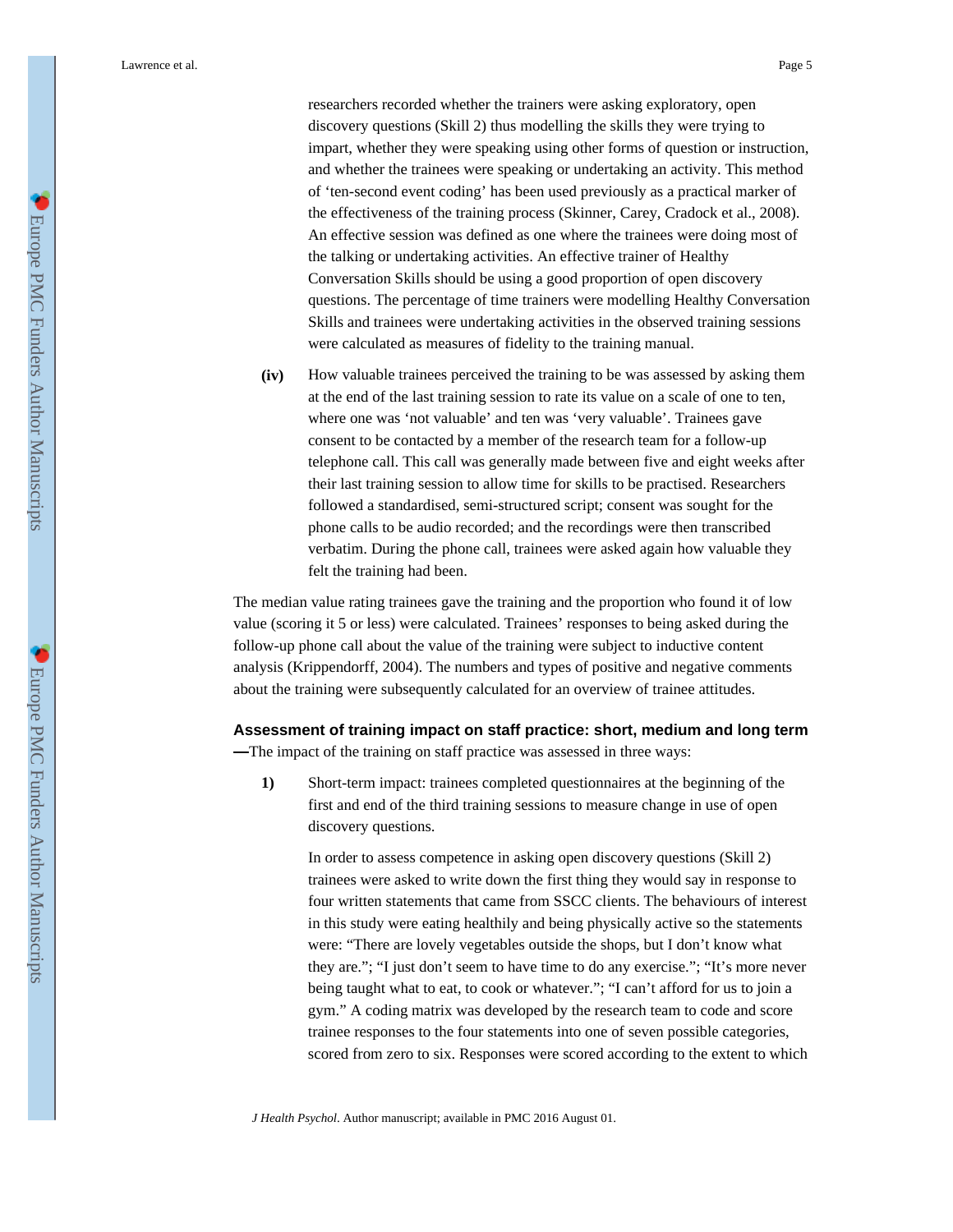researchers recorded whether the trainers were asking exploratory, open discovery questions (Skill 2) thus modelling the skills they were trying to impart, whether they were speaking using other forms of question or instruction, and whether the trainees were speaking or undertaking an activity. This method of 'ten-second event coding' has been used previously as a practical marker of the effectiveness of the training process (Skinner, Carey, Cradock et al., 2008). An effective session was defined as one where the trainees were doing most of the talking or undertaking activities. An effective trainer of Healthy Conversation Skills should be using a good proportion of open discovery questions. The percentage of time trainers were modelling Healthy Conversation Skills and trainees were undertaking activities in the observed training sessions were calculated as measures of fidelity to the training manual.

**(iv)** How valuable trainees perceived the training to be was assessed by asking them at the end of the last training session to rate its value on a scale of one to ten, where one was 'not valuable' and ten was 'very valuable'. Trainees gave consent to be contacted by a member of the research team for a follow-up telephone call. This call was generally made between five and eight weeks after their last training session to allow time for skills to be practised. Researchers followed a standardised, semi-structured script; consent was sought for the phone calls to be audio recorded; and the recordings were then transcribed verbatim. During the phone call, trainees were asked again how valuable they felt the training had been.

The median value rating trainees gave the training and the proportion who found it of low value (scoring it 5 or less) were calculated. Trainees' responses to being asked during the follow-up phone call about the value of the training were subject to inductive content analysis (Krippendorff, 2004). The numbers and types of positive and negative comments about the training were subsequently calculated for an overview of trainee attitudes.

**Assessment of training impact on staff practice: short, medium and long term**—The impact of the training on staff practice was assessed in three ways:

**1)** Short-term impact: trainees completed questionnaires at the beginning of the first and end of the third training sessions to measure change in use of open discovery questions.

In order to assess competence in asking open discovery questions (Skill 2) trainees were asked to write down the first thing they would say in response to four written statements that came from SSCC clients. The behaviours of interest in this study were eating healthily and being physically active so the statements were: "There are lovely vegetables outside the shops, but I don't know what they are."; "I just don't seem to have time to do any exercise."; "It's more never being taught what to eat, to cook or whatever."; "I can't afford for us to join a gym." A coding matrix was developed by the research team to code and score trainee responses to the four statements into one of seven possible categories, scored from zero to six. Responses were scored according to the extent to which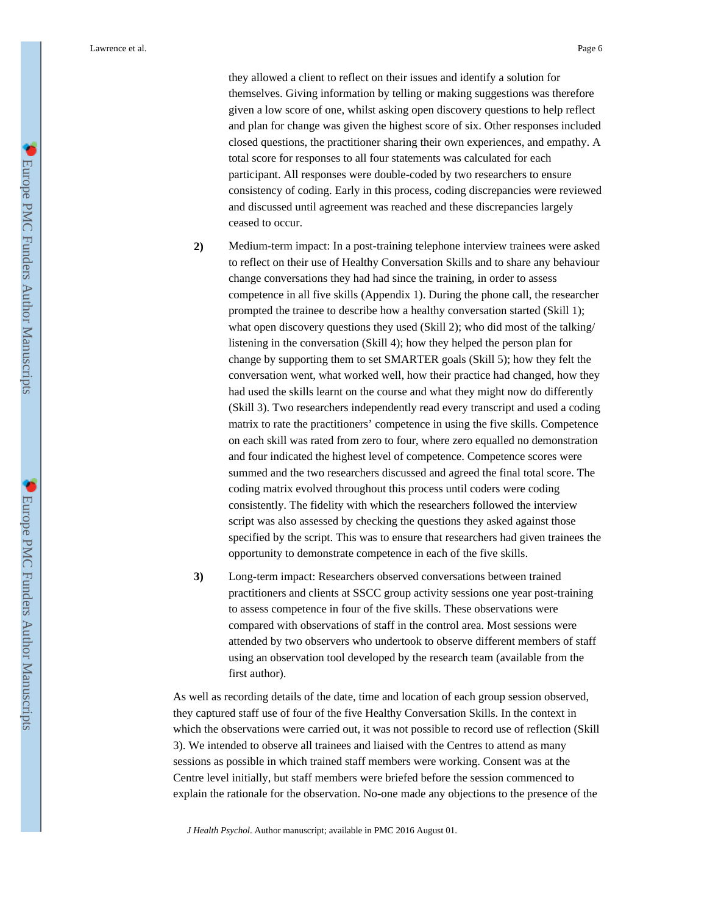they allowed a client to reflect on their issues and identify a solution for themselves. Giving information by telling or making suggestions was therefore given a low score of one, whilst asking open discovery questions to help reflect and plan for change was given the highest score of six. Other responses included closed questions, the practitioner sharing their own experiences, and empathy. A total score for responses to all four statements was calculated for each participant. All responses were double-coded by two researchers to ensure consistency of coding. Early in this process, coding discrepancies were reviewed and discussed until agreement was reached and these discrepancies largely ceased to occur.

2) Medium-term impact: In a post-training telephone interview trainees were asked to reflect on their use of Healthy Conversation Skills and to share any behaviour change conversations they had had since the training, in order to assess competence in all five skills (Appendix 1). During the phone call, the researcher prompted the trainee to describe how a healthy conversation started (Skill 1); what open discovery questions they used (Skill 2); who did most of the talking/listening in the conversation (Skill 4); how they helped the person plan for change by supporting them to set SMARTER goals (Skill 5); how they felt the conversation went, what worked well, how their practice had changed, how they had used the skills learnt on the course and what they might now do differently (Skill 3). Two researchers independently read every transcript and used a coding matrix to rate the practitioners' competence in using the five skills. Competence on each skill was rated from zero to four, where zero equalled no demonstration and four indicated the highest level of competence. Competence scores were summed and the two researchers discussed and agreed the final total score. The coding matrix evolved throughout this process until coders were coding consistently. The fidelity with which the researchers followed the interview script was also assessed by checking the questions they asked against those specified by the script. This was to ensure that researchers had given trainees the opportunity to demonstrate competence in each of the five skills.

3) Long-term impact: Researchers observed conversations between trained practitioners and clients at SSCC group activity sessions one year post-training to assess competence in four of the five skills. These observations were compared with observations of staff in the control area. Most sessions were attended by two observers who undertook to observe different members of staff using an observation tool developed by the research team (available from the first author).

As well as recording details of the date, time and location of each group session observed, they captured staff use of four of the five Healthy Conversation Skills. In the context in which the observations were carried out, it was not possible to record use of reflection (Skill 3). We intended to observe all trainees and liaised with the Centres to attend as many sessions as possible in which trained staff members were working. Consent was at the Centre level initially, but staff members were briefed before the session commenced to explain the rationale for the observation. No-one made any objections to the presence of the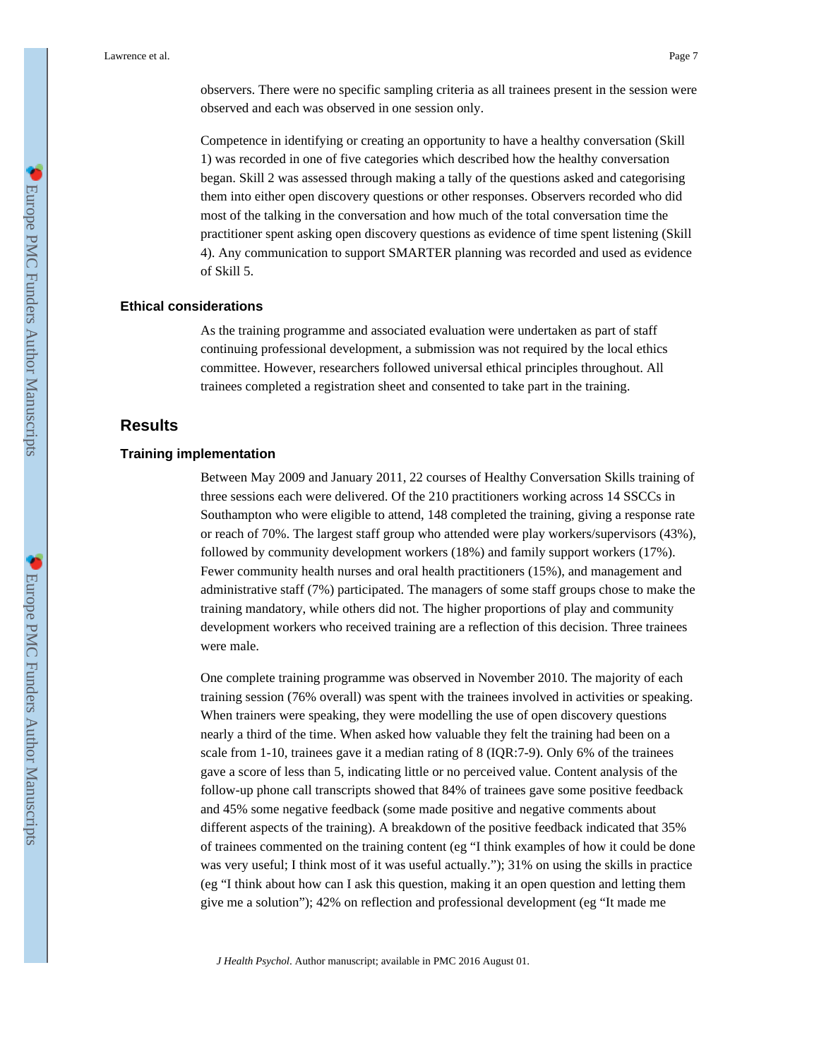observers. There were no specific sampling criteria as all trainees present in the session were observed and each was observed in one session only.

Competence in identifying or creating an opportunity to have a healthy conversation (Skill 1) was recorded in one of five categories which described how the healthy conversation began. Skill 2 was assessed through making a tally of the questions asked and categorising them into either open discovery questions or other responses. Observers recorded who did most of the talking in the conversation and how much of the total conversation time the practitioner spent asking open discovery questions as evidence of time spent listening (Skill 4). Any communication to support SMARTER planning was recorded and used as evidence of Skill 5.

### Ethical considerations

As the training programme and associated evaluation were undertaken as part of staff continuing professional development, a submission was not required by the local ethics committee. However, researchers followed universal ethical principles throughout. All trainees completed a registration sheet and consented to take part in the training.

## Results

### Training implementation

Between May 2009 and January 2011, 22 courses of Healthy Conversation Skills training of three sessions each were delivered. Of the 210 practitioners working across 14 SSCCs in Southampton who were eligible to attend, 148 completed the training, giving a response rate or reach of 70%. The largest staff group who attended were play workers/supervisors (43%), followed by community development workers (18%) and family support workers (17%). Fewer community health nurses and oral health practitioners (15%), and management and administrative staff (7%) participated. The managers of some staff groups chose to make the training mandatory, while others did not. The higher proportions of play and community development workers who received training are a reflection of this decision. Three trainees were male.

One complete training programme was observed in November 2010. The majority of each training session (76% overall) was spent with the trainees involved in activities or speaking. When trainers were speaking, they were modelling the use of open discovery questions nearly a third of the time. When asked how valuable they felt the training had been on a scale from 1-10, trainees gave it a median rating of 8 (IQR:7-9). Only 6% of the trainees gave a score of less than 5, indicating little or no perceived value. Content analysis of the follow-up phone call transcripts showed that 84% of trainees gave some positive feedback and 45% some negative feedback (some made positive and negative comments about different aspects of the training). A breakdown of the positive feedback indicated that 35% of trainees commented on the training content (eg "I think examples of how it could be done was very useful; I think most of it was useful actually."); 31% on using the skills in practice (eg "I think about how can I ask this question, making it an open question and letting them give me a solution"); 42% on reflection and professional development (eg "It made me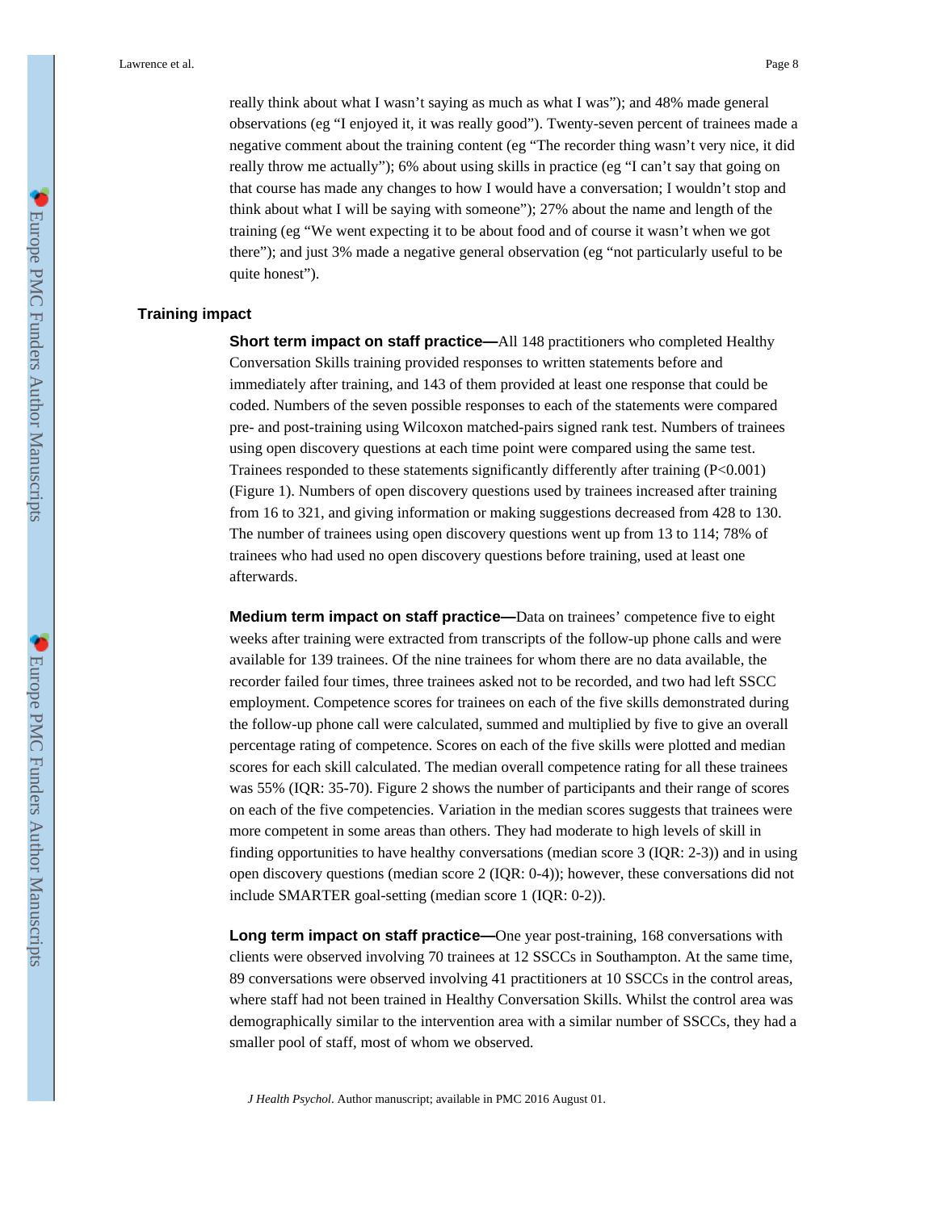really think about what I wasn't saying as much as what I was"); and 48% made general observations (eg "I enjoyed it, it was really good"). Twenty-seven percent of trainees made a negative comment about the training content (eg "The recorder thing wasn't very nice, it did really throw me actually"); 6% about using skills in practice (eg "I can't say that going on that course has made any changes to how I would have a conversation; I wouldn't stop and think about what I will be saying with someone"); 27% about the name and length of the training (eg "We went expecting it to be about food and of course it wasn't when we got there"); and just 3% made a negative general observation (eg "not particularly useful to be quite honest").

## Training impact

**Short term impact on staff practice—**All 148 practitioners who completed Healthy Conversation Skills training provided responses to written statements before and immediately after training, and 143 of them provided at least one response that could be coded. Numbers of the seven possible responses to each of the statements were compared pre- and post-training using Wilcoxon matched-pairs signed rank test. Numbers of trainees using open discovery questions at each time point were compared using the same test. Trainees responded to these statements significantly differently after training ($P<0.001$) (Figure 1). Numbers of open discovery questions used by trainees increased after training from 16 to 321, and giving information or making suggestions decreased from 428 to 130. The number of trainees using open discovery questions went up from 13 to 114; 78% of trainees who had used no open discovery questions before training, used at least one afterwards.

**Medium term impact on staff practice—**Data on trainees' competence five to eight weeks after training were extracted from transcripts of the follow-up phone calls and were available for 139 trainees. Of the nine trainees for whom there are no data available, the recorder failed four times, three trainees asked not to be recorded, and two had left SSCC employment. Competence scores for trainees on each of the five skills demonstrated during the follow-up phone call were calculated, summed and multiplied by five to give an overall percentage rating of competence. Scores on each of the five skills were plotted and median scores for each skill calculated. The median overall competence rating for all these trainees was 55% (IQR: 35-70). Figure 2 shows the number of participants and their range of scores on each of the five competencies. Variation in the median scores suggests that trainees were more competent in some areas than others. They had moderate to high levels of skill in finding opportunities to have healthy conversations (median score 3 (IQR: 2-3)) and in using open discovery questions (median score 2 (IQR: 0-4)); however, these conversations did not include SMARTER goal-setting (median score 1 (IQR: 0-2)).

**Long term impact on staff practice—**One year post-training, 168 conversations with clients were observed involving 70 trainees at 12 SSCCs in Southampton. At the same time, 89 conversations were observed involving 41 practitioners at 10 SSCCs in the control areas, where staff had not been trained in Healthy Conversation Skills. Whilst the control area was demographically similar to the intervention area with a similar number of SSCCs, they had a smaller pool of staff, most of whom we observed.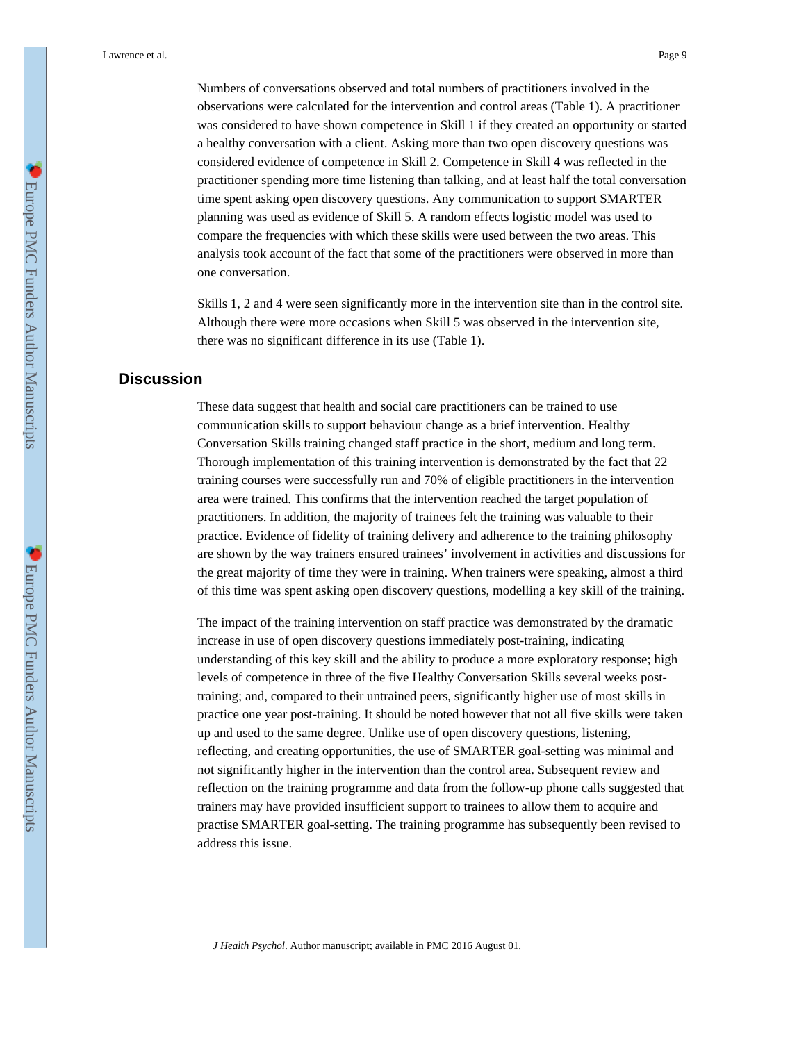Numbers of conversations observed and total numbers of practitioners involved in the observations were calculated for the intervention and control areas (Table 1). A practitioner was considered to have shown competence in Skill 1 if they created an opportunity or started a healthy conversation with a client. Asking more than two open discovery questions was considered evidence of competence in Skill 2. Competence in Skill 4 was reflected in the practitioner spending more time listening than talking, and at least half the total conversation time spent asking open discovery questions. Any communication to support SMARTER planning was used as evidence of Skill 5. A random effects logistic model was used to compare the frequencies with which these skills were used between the two areas. This analysis took account of the fact that some of the practitioners were observed in more than one conversation.

Skills 1, 2 and 4 were seen significantly more in the intervention site than in the control site. Although there were more occasions when Skill 5 was observed in the intervention site, there was no significant difference in its use (Table 1).

## Discussion

These data suggest that health and social care practitioners can be trained to use communication skills to support behaviour change as a brief intervention. Healthy Conversation Skills training changed staff practice in the short, medium and long term. Thorough implementation of this training intervention is demonstrated by the fact that 22 training courses were successfully run and 70% of eligible practitioners in the intervention area were trained. This confirms that the intervention reached the target population of practitioners. In addition, the majority of trainees felt the training was valuable to their practice. Evidence of fidelity of training delivery and adherence to the training philosophy are shown by the way trainers ensured trainees' involvement in activities and discussions for the great majority of time they were in training. When trainers were speaking, almost a third of this time was spent asking open discovery questions, modelling a key skill of the training.

The impact of the training intervention on staff practice was demonstrated by the dramatic increase in use of open discovery questions immediately post-training, indicating understanding of this key skill and the ability to produce a more exploratory response; high levels of competence in three of the five Healthy Conversation Skills several weeks post-training; and, compared to their untrained peers, significantly higher use of most skills in practice one year post-training. It should be noted however that not all five skills were taken up and used to the same degree. Unlike use of open discovery questions, listening, reflecting, and creating opportunities, the use of SMARTER goal-setting was minimal and not significantly higher in the intervention than the control area. Subsequent review and reflection on the training programme and data from the follow-up phone calls suggested that trainers may have provided insufficient support to trainees to allow them to acquire and practise SMARTER goal-setting. The training programme has subsequently been revised to address this issue.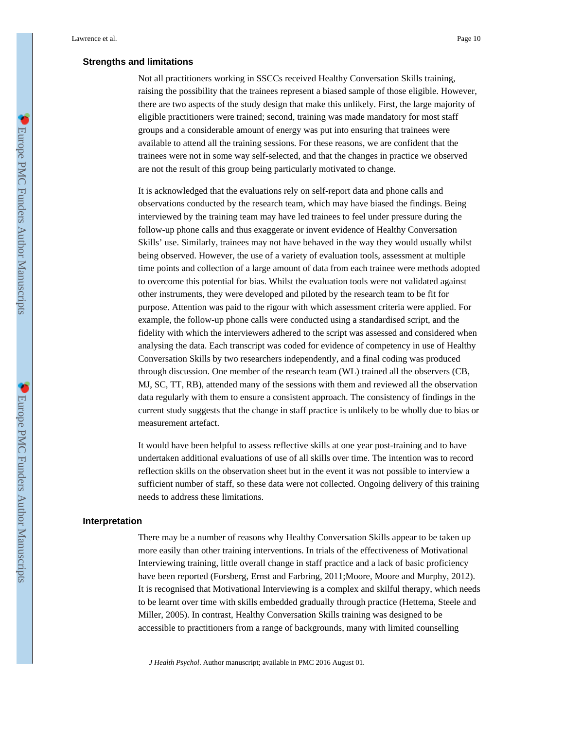### Strengths and limitations

Not all practitioners working in SSCCs received Healthy Conversation Skills training, raising the possibility that the trainees represent a biased sample of those eligible. However, there are two aspects of the study design that make this unlikely. First, the large majority of eligible practitioners were trained; second, training was made mandatory for most staff groups and a considerable amount of energy was put into ensuring that trainees were available to attend all the training sessions. For these reasons, we are confident that the trainees were not in some way self-selected, and that the changes in practice we observed are not the result of this group being particularly motivated to change.

It is acknowledged that the evaluations rely on self-report data and phone calls and observations conducted by the research team, which may have biased the findings. Being interviewed by the training team may have led trainees to feel under pressure during the follow-up phone calls and thus exaggerate or invent evidence of Healthy Conversation Skills' use. Similarly, trainees may not have behaved in the way they would usually whilst being observed. However, the use of a variety of evaluation tools, assessment at multiple time points and collection of a large amount of data from each trainee were methods adopted to overcome this potential for bias. Whilst the evaluation tools were not validated against other instruments, they were developed and piloted by the research team to be fit for purpose. Attention was paid to the rigour with which assessment criteria were applied. For example, the follow-up phone calls were conducted using a standardised script, and the fidelity with which the interviewers adhered to the script was assessed and considered when analysing the data. Each transcript was coded for evidence of competency in use of Healthy Conversation Skills by two researchers independently, and a final coding was produced through discussion. One member of the research team (WL) trained all the observers (CB, MJ, SC, TT, RB), attended many of the sessions with them and reviewed all the observation data regularly with them to ensure a consistent approach. The consistency of findings in the current study suggests that the change in staff practice is unlikely to be wholly due to bias or measurement artefact.

It would have been helpful to assess reflective skills at one year post-training and to have undertaken additional evaluations of use of all skills over time. The intention was to record reflection skills on the observation sheet but in the event it was not possible to interview a sufficient number of staff, so these data were not collected. Ongoing delivery of this training needs to address these limitations.

### Interpretation

There may be a number of reasons why Healthy Conversation Skills appear to be taken up more easily than other training interventions. In trials of the effectiveness of Motivational Interviewing training, little overall change in staff practice and a lack of basic proficiency have been reported (Forsberg, Ernst and Farbring, 2011;Moore, Moore and Murphy, 2012). It is recognised that Motivational Interviewing is a complex and skilful therapy, which needs to be learnt over time with skills embedded gradually through practice (Hettema, Steele and Miller, 2005). In contrast, Healthy Conversation Skills training was designed to be accessible to practitioners from a range of backgrounds, many with limited counselling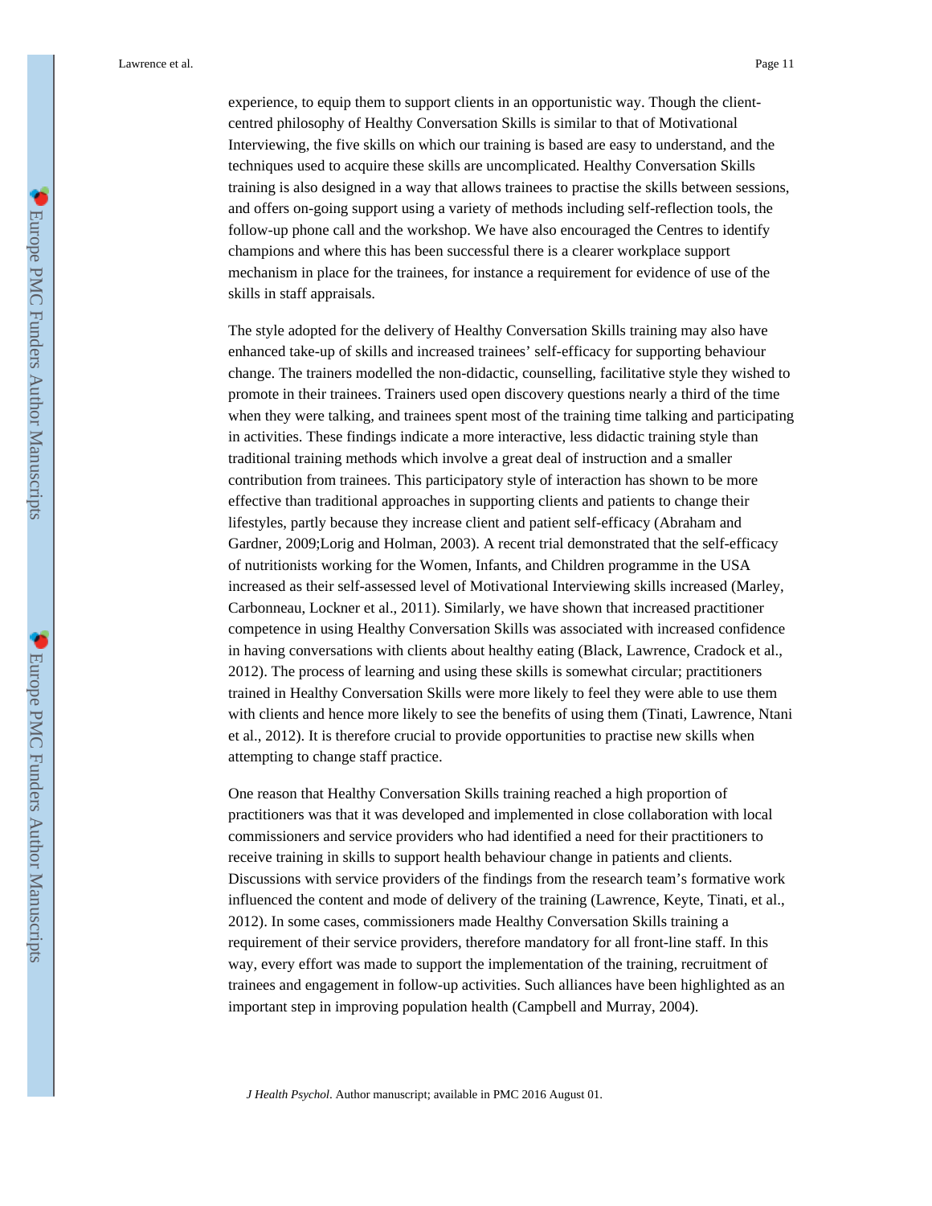experience, to equip them to support clients in an opportunistic way. Though the client-centred philosophy of Healthy Conversation Skills is similar to that of Motivational Interviewing, the five skills on which our training is based are easy to understand, and the techniques used to acquire these skills are uncomplicated. Healthy Conversation Skills training is also designed in a way that allows trainees to practise the skills between sessions, and offers on-going support using a variety of methods including self-reflection tools, the follow-up phone call and the workshop. We have also encouraged the Centres to identify champions and where this has been successful there is a clearer workplace support mechanism in place for the trainees, for instance a requirement for evidence of use of the skills in staff appraisals.

The style adopted for the delivery of Healthy Conversation Skills training may also have enhanced take-up of skills and increased trainees' self-efficacy for supporting behaviour change. The trainers modelled the non-didactic, counselling, facilitative style they wished to promote in their trainees. Trainers used open discovery questions nearly a third of the time when they were talking, and trainees spent most of the training time talking and participating in activities. These findings indicate a more interactive, less didactic training style than traditional training methods which involve a great deal of instruction and a smaller contribution from trainees. This participatory style of interaction has shown to be more effective than traditional approaches in supporting clients and patients to change their lifestyles, partly because they increase client and patient self-efficacy (Abraham and Gardner, 2009;Lorig and Holman, 2003). A recent trial demonstrated that the self-efficacy of nutritionists working for the Women, Infants, and Children programme in the USA increased as their self-assessed level of Motivational Interviewing skills increased (Marley, Carbonneau, Lockner et al., 2011). Similarly, we have shown that increased practitioner competence in using Healthy Conversation Skills was associated with increased confidence in having conversations with clients about healthy eating (Black, Lawrence, Cradock et al., 2012). The process of learning and using these skills is somewhat circular; practitioners trained in Healthy Conversation Skills were more likely to feel they were able to use them with clients and hence more likely to see the benefits of using them (Tinati, Lawrence, Ntani et al., 2012). It is therefore crucial to provide opportunities to practise new skills when attempting to change staff practice.

One reason that Healthy Conversation Skills training reached a high proportion of practitioners was that it was developed and implemented in close collaboration with local commissioners and service providers who had identified a need for their practitioners to receive training in skills to support health behaviour change in patients and clients. Discussions with service providers of the findings from the research team's formative work influenced the content and mode of delivery of the training (Lawrence, Keyte, Tinati, et al., 2012). In some cases, commissioners made Healthy Conversation Skills training a requirement of their service providers, therefore mandatory for all front-line staff. In this way, every effort was made to support the implementation of the training, recruitment of trainees and engagement in follow-up activities. Such alliances have been highlighted as an important step in improving population health (Campbell and Murray, 2004).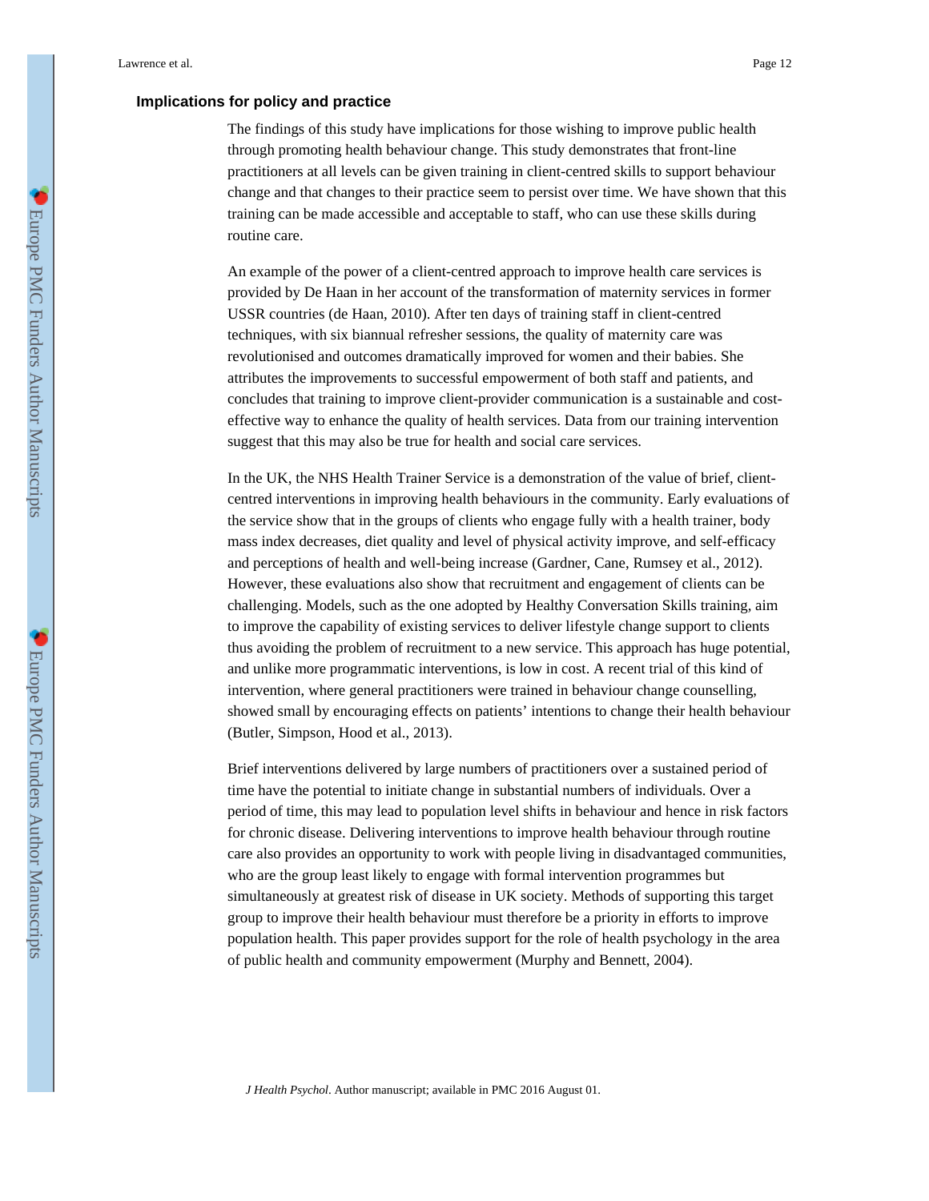### Implications for policy and practice

The findings of this study have implications for those wishing to improve public health through promoting health behaviour change. This study demonstrates that front-line practitioners at all levels can be given training in client-centred skills to support behaviour change and that changes to their practice seem to persist over time. We have shown that this training can be made accessible and acceptable to staff, who can use these skills during routine care.

An example of the power of a client-centred approach to improve health care services is provided by De Haan in her account of the transformation of maternity services in former USSR countries (de Haan, 2010). After ten days of training staff in client-centred techniques, with six biannual refresher sessions, the quality of maternity care was revolutionised and outcomes dramatically improved for women and their babies. She attributes the improvements to successful empowerment of both staff and patients, and concludes that training to improve client-provider communication is a sustainable and cost-effective way to enhance the quality of health services. Data from our training intervention suggest that this may also be true for health and social care services.

In the UK, the NHS Health Trainer Service is a demonstration of the value of brief, client-centred interventions in improving health behaviours in the community. Early evaluations of the service show that in the groups of clients who engage fully with a health trainer, body mass index decreases, diet quality and level of physical activity improve, and self-efficacy and perceptions of health and well-being increase (Gardner, Cane, Rumsey et al., 2012). However, these evaluations also show that recruitment and engagement of clients can be challenging. Models, such as the one adopted by Healthy Conversation Skills training, aim to improve the capability of existing services to deliver lifestyle change support to clients thus avoiding the problem of recruitment to a new service. This approach has huge potential, and unlike more programmatic interventions, is low in cost. A recent trial of this kind of intervention, where general practitioners were trained in behaviour change counselling, showed small by encouraging effects on patients' intentions to change their health behaviour (Butler, Simpson, Hood et al., 2013).

Brief interventions delivered by large numbers of practitioners over a sustained period of time have the potential to initiate change in substantial numbers of individuals. Over a period of time, this may lead to population level shifts in behaviour and hence in risk factors for chronic disease. Delivering interventions to improve health behaviour through routine care also provides an opportunity to work with people living in disadvantaged communities, who are the group least likely to engage with formal intervention programmes but simultaneously at greatest risk of disease in UK society. Methods of supporting this target group to improve their health behaviour must therefore be a priority in efforts to improve population health. This paper provides support for the role of health psychology in the area of public health and community empowerment (Murphy and Bennett, 2004).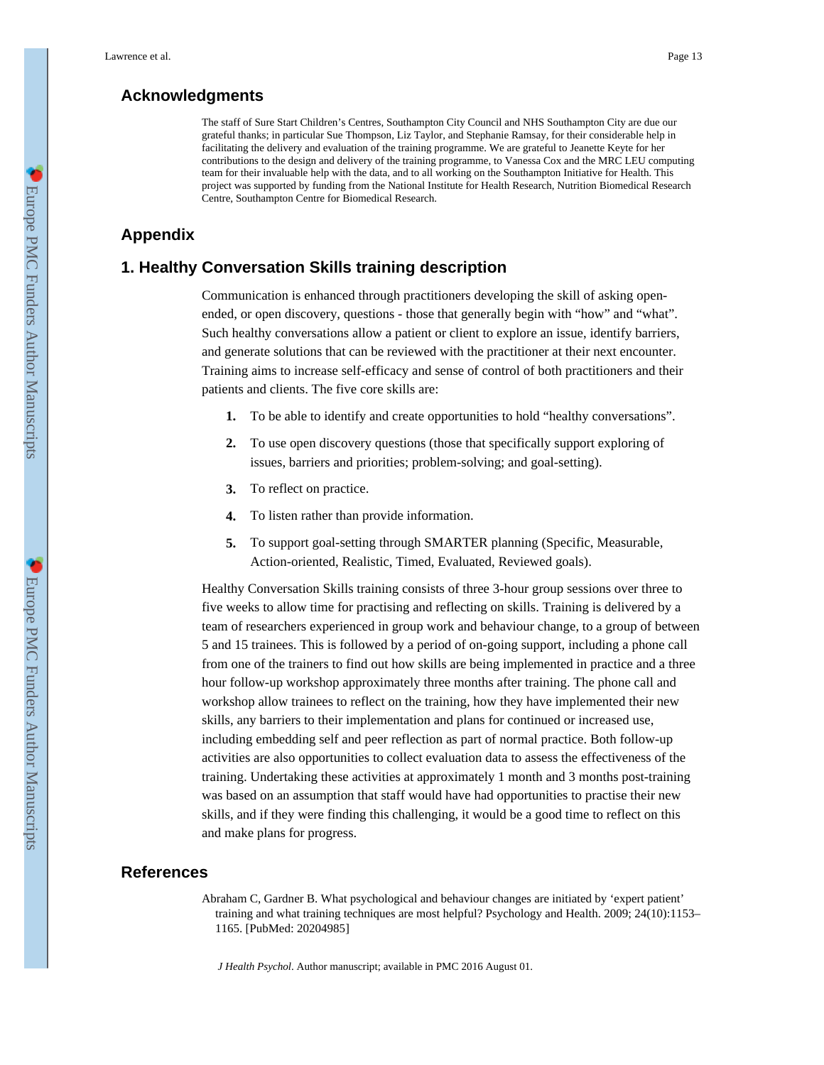## Acknowledgments

The staff of Sure Start Children's Centres, Southampton City Council and NHS Southampton City are due our grateful thanks; in particular Sue Thompson, Liz Taylor, and Stephanie Ramsay, for their considerable help in facilitating the delivery and evaluation of the training programme. We are grateful to Jeanette Keyte for her contributions to the design and delivery of the training programme, to Vanessa Cox and the MRC LEU computing team for their invaluable help with the data, and to all working on the Southampton Initiative for Health. This project was supported by funding from the National Institute for Health Research, Nutrition Biomedical Research Centre, Southampton Centre for Biomedical Research.

## Appendix

## 1. Healthy Conversation Skills training description

Communication is enhanced through practitioners developing the skill of asking open-ended, or open discovery, questions - those that generally begin with "how" and "what". Such healthy conversations allow a patient or client to explore an issue, identify barriers, and generate solutions that can be reviewed with the practitioner at their next encounter. Training aims to increase self-efficacy and sense of control of both practitioners and their patients and clients. The five core skills are:

1. To be able to identify and create opportunities to hold "healthy conversations".
2. To use open discovery questions (those that specifically support exploring of issues, barriers and priorities; problem-solving; and goal-setting).
3. To reflect on practice.
4. To listen rather than provide information.
5. To support goal-setting through SMARTER planning (Specific, Measurable, Action-oriented, Realistic, Timed, Evaluated, Reviewed goals).

Healthy Conversation Skills training consists of three 3-hour group sessions over three to five weeks to allow time for practising and reflecting on skills. Training is delivered by a team of researchers experienced in group work and behaviour change, to a group of between 5 and 15 trainees. This is followed by a period of on-going support, including a phone call from one of the trainers to find out how skills are being implemented in practice and a three hour follow-up workshop approximately three months after training. The phone call and workshop allow trainees to reflect on the training, how they have implemented their new skills, any barriers to their implementation and plans for continued or increased use, including embedding self and peer reflection as part of normal practice. Both follow-up activities are also opportunities to collect evaluation data to assess the effectiveness of the training. Undertaking these activities at approximately 1 month and 3 months post-training was based on an assumption that staff would have had opportunities to practise their new skills, and if they were finding this challenging, it would be a good time to reflect on this and make plans for progress.

## References

Abraham C, Gardner B. What psychological and behaviour changes are initiated by 'expert patient' training and what training techniques are most helpful? Psychology and Health. 2009; 24(10):1153–1165. [PubMed: 20204985]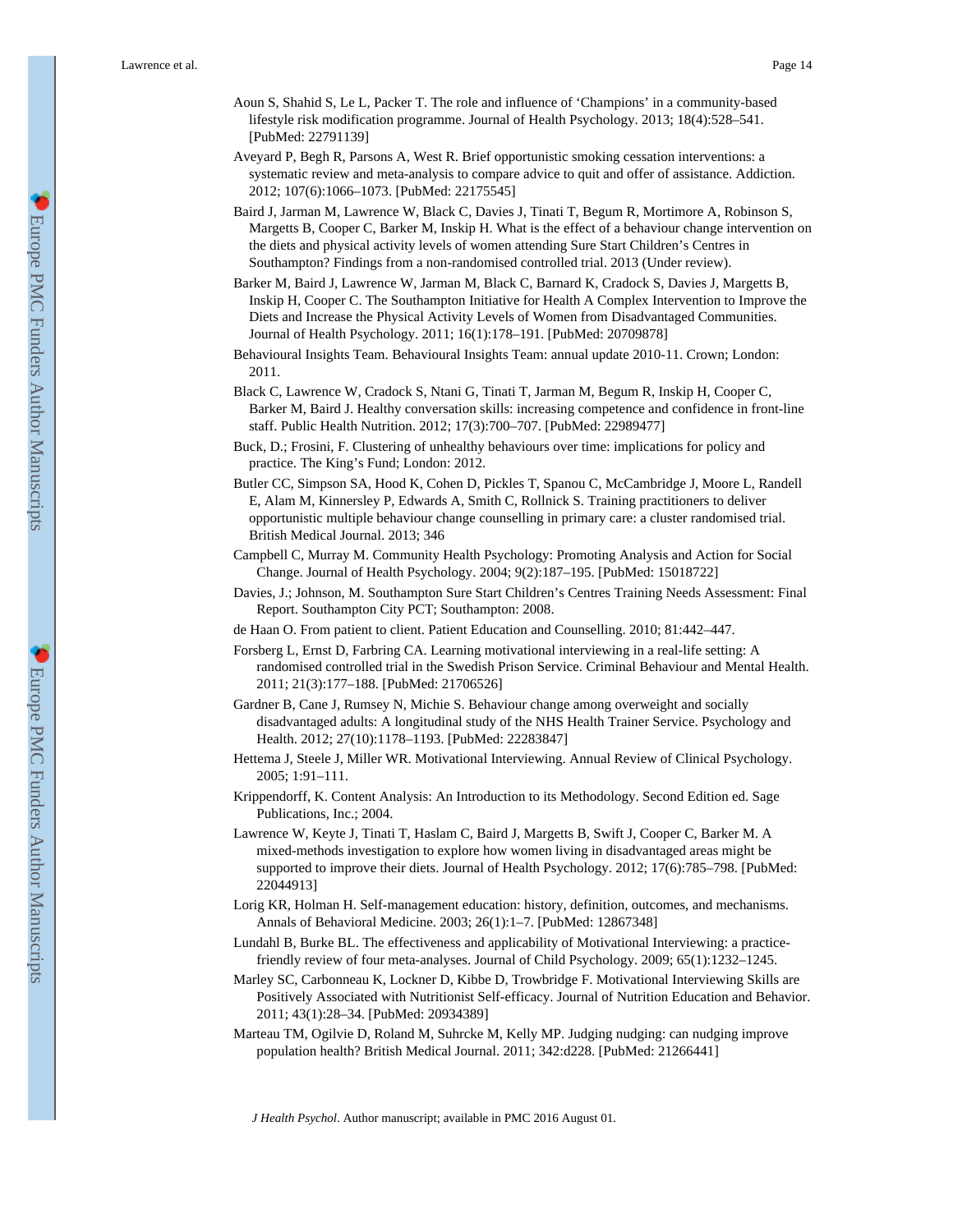Aoun S, Shahid S, Le L, Packer T. The role and influence of 'Champions' in a community-based lifestyle risk modification programme. Journal of Health Psychology. 2013; 18(4):528–541. [PubMed: 22791139]

Aveyard P, Begh R, Parsons A, West R. Brief opportunistic smoking cessation interventions: a systematic review and meta-analysis to compare advice to quit and offer of assistance. Addiction. 2012; 107(6):1066–1073. [PubMed: 22175545]

Baird J, Jarman M, Lawrence W, Black C, Davies J, Tinati T, Begum R, Mortimore A, Robinson S, Margetts B, Cooper C, Barker M, Inskip H. What is the effect of a behaviour change intervention on the diets and physical activity levels of women attending Sure Start Children's Centres in Southampton? Findings from a non-randomised controlled trial. 2013 (Under review).

Barker M, Baird J, Lawrence W, Jarman M, Black C, Barnard K, Cradock S, Davies J, Margetts B, Inskip H, Cooper C. The Southampton Initiative for Health A Complex Intervention to Improve the Diets and Increase the Physical Activity Levels of Women from Disadvantaged Communities. Journal of Health Psychology. 2011; 16(1):178–191. [PubMed: 20709878]

Behavioural Insights Team. Behavioural Insights Team: annual update 2010-11. Crown; London: 2011.

Black C, Lawrence W, Cradock S, Ntani G, Tinati T, Jarman M, Begum R, Inskip H, Cooper C, Barker M, Baird J. Healthy conversation skills: increasing competence and confidence in front-line staff. Public Health Nutrition. 2012; 17(3):700–707. [PubMed: 22989477]

Buck, D.; Frosini, F. Clustering of unhealthy behaviours over time: implications for policy and practice. The King's Fund; London: 2012.

Butler CC, Simpson SA, Hood K, Cohen D, Pickles T, Spanou C, McCambridge J, Moore L, Randell E, Alam M, Kinnersley P, Edwards A, Smith C, Rollnick S. Training practitioners to deliver opportunistic multiple behaviour change counselling in primary care: a cluster randomised trial. British Medical Journal. 2013; 346

Campbell C, Murray M. Community Health Psychology: Promoting Analysis and Action for Social Change. Journal of Health Psychology. 2004; 9(2):187–195. [PubMed: 15018722]

Davies, J.; Johnson, M. Southampton Sure Start Children's Centres Training Needs Assessment: Final Report. Southampton City PCT; Southampton: 2008.

de Haan O. From patient to client. Patient Education and Counselling. 2010; 81:442–447.

Forsberg L, Ernst D, Farbring CA. Learning motivational interviewing in a real-life setting: A randomised controlled trial in the Swedish Prison Service. Criminal Behaviour and Mental Health. 2011; 21(3):177–188. [PubMed: 21706526]

Gardner B, Cane J, Rumsey N, Michie S. Behaviour change among overweight and socially disadvantaged adults: A longitudinal study of the NHS Health Trainer Service. Psychology and Health. 2012; 27(10):1178–1193. [PubMed: 22283847]

Hettema J, Steele J, Miller WR. Motivational Interviewing. Annual Review of Clinical Psychology. 2005; 1:91–111.

Krippendorff, K. Content Analysis: An Introduction to its Methodology. Second Edition ed. Sage Publications, Inc.; 2004.

Lawrence W, Keyte J, Tinati T, Haslam C, Baird J, Margetts B, Swift J, Cooper C, Barker M. A mixed-methods investigation to explore how women living in disadvantaged areas might be supported to improve their diets. Journal of Health Psychology. 2012; 17(6):785–798. [PubMed: 22044913]

Lorig KR, Holman H. Self-management education: history, definition, outcomes, and mechanisms. Annals of Behavioral Medicine. 2003; 26(1):1–7. [PubMed: 12867348]

Lundahl B, Burke BL. The effectiveness and applicability of Motivational Interviewing: a practice-friendly review of four meta-analyses. Journal of Child Psychology. 2009; 65(1):1232–1245.

Marley SC, Carbonneau K, Lockner D, Kibbe D, Trowbridge F. Motivational Interviewing Skills are Positively Associated with Nutritionist Self-efficacy. Journal of Nutrition Education and Behavior. 2011; 43(1):28–34. [PubMed: 20934389]

Marteau TM, Ogilvie D, Roland M, Suhrcke M, Kelly MP. Judging nudging: can nudging improve population health? British Medical Journal. 2011; 342:d228. [PubMed: 21266441]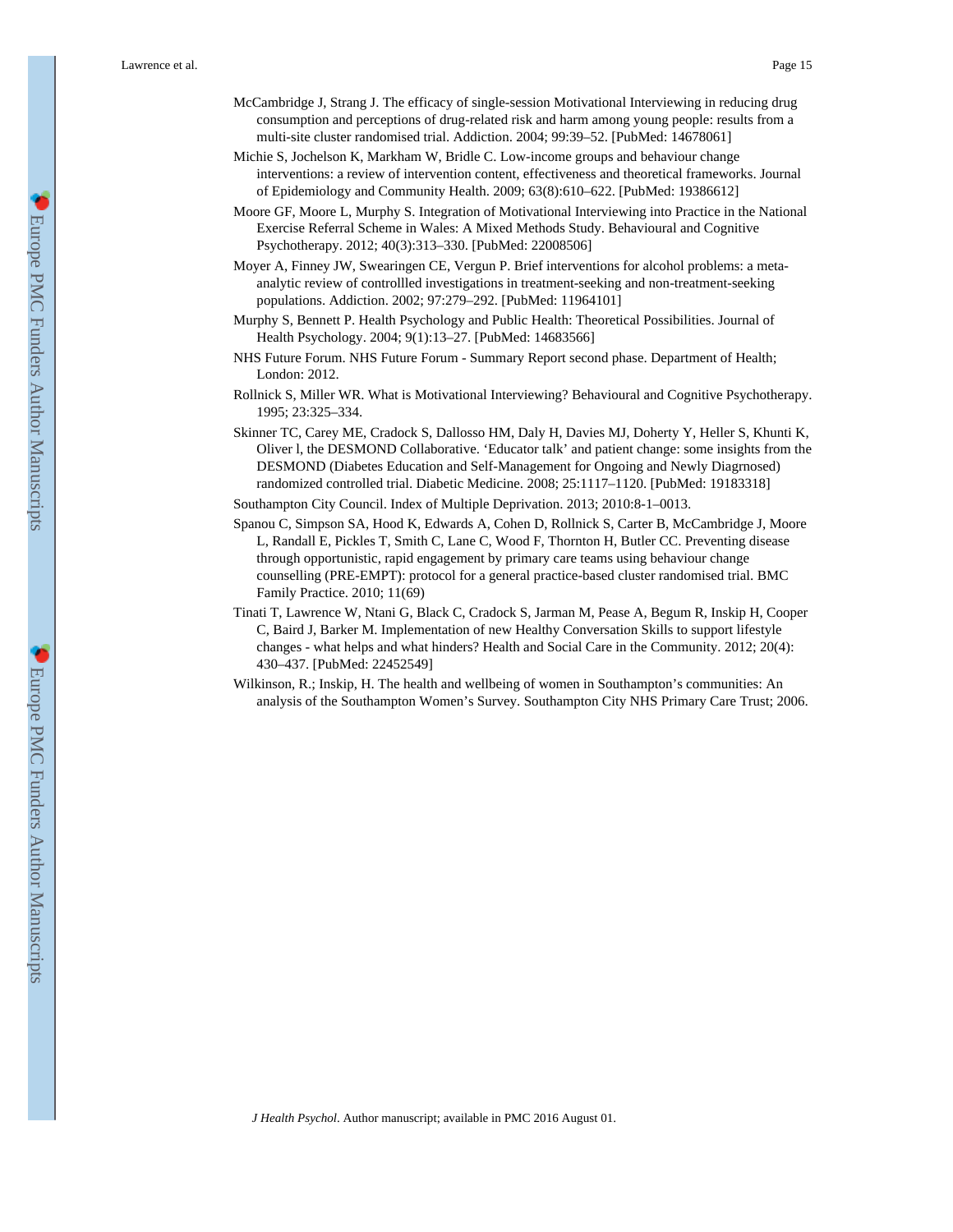McCambridge J, Strang J. The efficacy of single-session Motivational Interviewing in reducing drug consumption and perceptions of drug-related risk and harm among young people: results from a multi-site cluster randomised trial. Addiction. 2004; 99:39–52. [PubMed: 14678061]

Michie S, Jochelson K, Markham W, Bridle C. Low-income groups and behaviour change interventions: a review of intervention content, effectiveness and theoretical frameworks. Journal of Epidemiology and Community Health. 2009; 63(8):610–622. [PubMed: 19386612]

Moore GF, Moore L, Murphy S. Integration of Motivational Interviewing into Practice in the National Exercise Referral Scheme in Wales: A Mixed Methods Study. Behavioural and Cognitive Psychotherapy. 2012; 40(3):313–330. [PubMed: 22008506]

Moyer A, Finney JW, Swearingen CE, Vergun P. Brief interventions for alcohol problems: a meta-analytic review of controllled investigations in treatment-seeking and non-treatment-seeking populations. Addiction. 2002; 97:279–292. [PubMed: 11964101]

Murphy S, Bennett P. Health Psychology and Public Health: Theoretical Possibilities. Journal of Health Psychology. 2004; 9(1):13–27. [PubMed: 14683566]

NHS Future Forum. NHS Future Forum - Summary Report second phase. Department of Health; London: 2012.

Rollnick S, Miller WR. What is Motivational Interviewing? Behavioural and Cognitive Psychotherapy. 1995; 23:325–334.

Skinner TC, Carey ME, Cradock S, Dallosso HM, Daly H, Davies MJ, Doherty Y, Heller S, Khunti K, Oliver l, the DESMOND Collaborative. 'Educator talk' and patient change: some insights from the DESMOND (Diabetes Education and Self-Management for Ongoing and Newly Diagrnosed) randomized controlled trial. Diabetic Medicine. 2008; 25:1117–1120. [PubMed: 19183318]

Southampton City Council. Index of Multiple Deprivation. 2013; 2010:8-1–0013.

Spanou C, Simpson SA, Hood K, Edwards A, Cohen D, Rollnick S, Carter B, McCambridge J, Moore L, Randall E, Pickles T, Smith C, Lane C, Wood F, Thornton H, Butler CC. Preventing disease through opportunistic, rapid engagement by primary care teams using behaviour change counselling (PRE-EMPT): protocol for a general practice-based cluster randomised trial. BMC Family Practice. 2010; 11(69)

Tinati T, Lawrence W, Ntani G, Black C, Cradock S, Jarman M, Pease A, Begum R, Inskip H, Cooper C, Baird J, Barker M. Implementation of new Healthy Conversation Skills to support lifestyle changes - what helps and what hinders? Health and Social Care in the Community. 2012; 20(4): 430–437. [PubMed: 22452549]

Wilkinson, R.; Inskip, H. The health and wellbeing of women in Southampton's communities: An analysis of the Southampton Women's Survey. Southampton City NHS Primary Care Trust; 2006.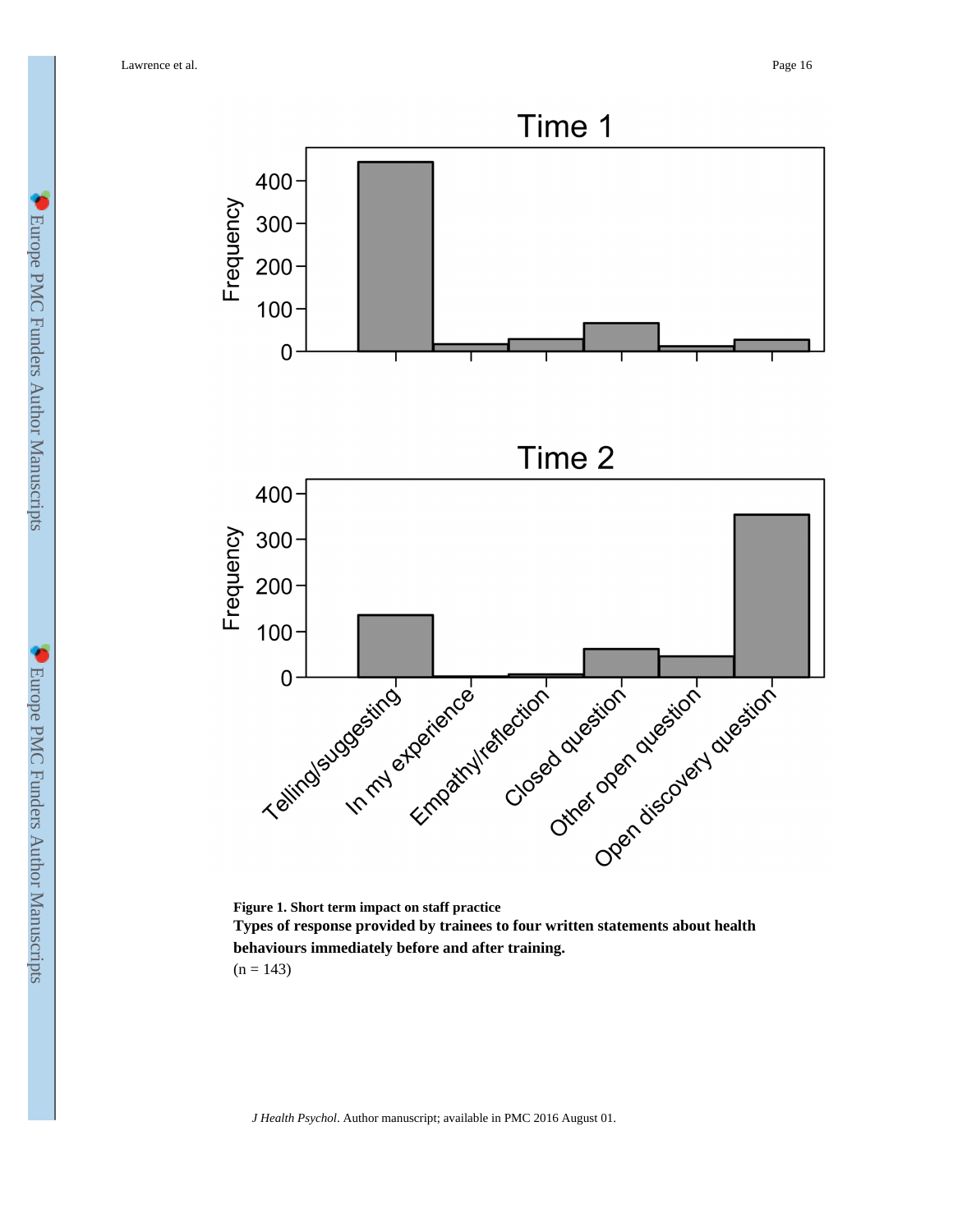**Figure 1. Short term impact on staff practice**

**Types of response provided by trainees to four written statements about health behaviours immediately before and after training.**

(n = 143)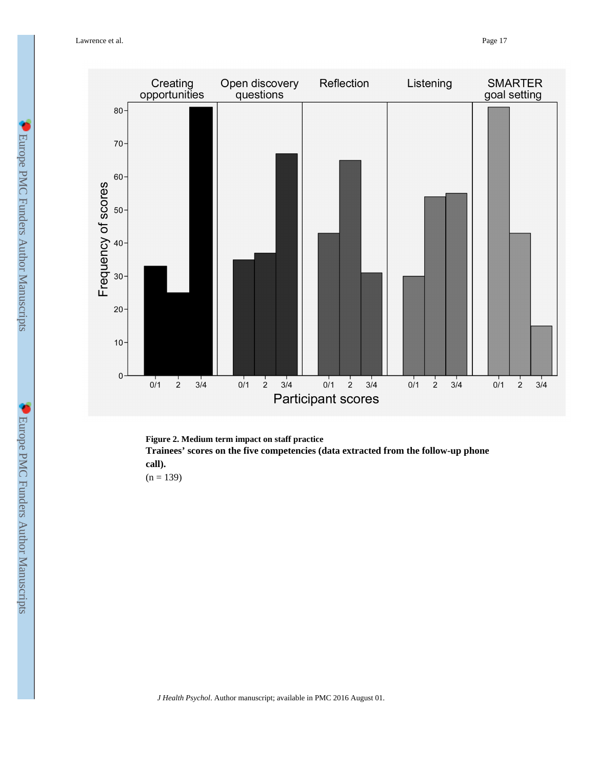**Figure 2. Medium term impact on staff practice**

**Trainees' scores on the five competencies (data extracted from the follow-up phone call).**

(n = 139)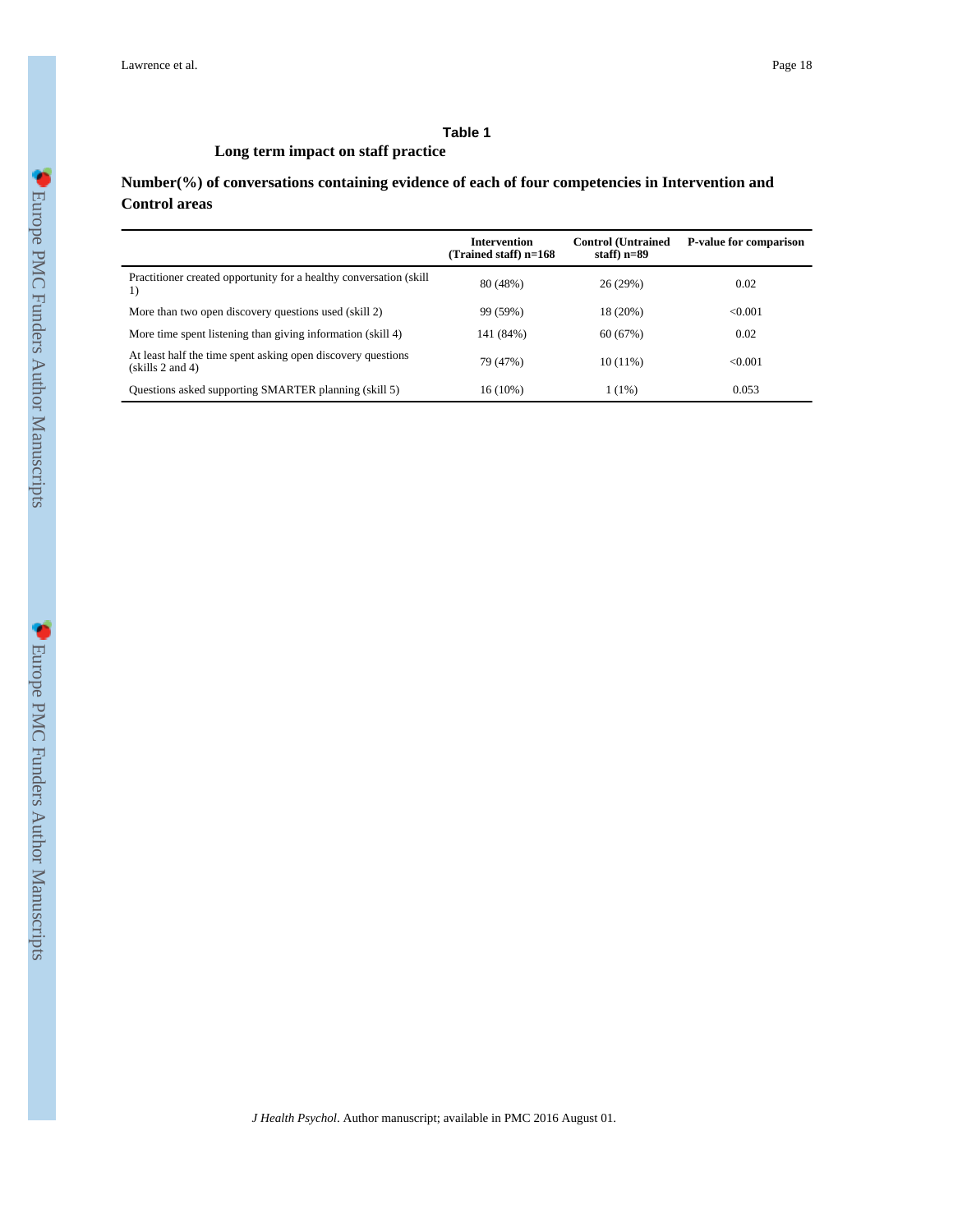**Table 1**

**Long term impact on staff practice**

**Number(%) of conversations containing evidence of each of four competencies in Intervention and Control areas**

| | Intervention (Trained staff) n=168 | Control (Untrained staff) n=89 | P-value for comparison |
|---|---|---|---|
| Practitioner created opportunity for a healthy conversation (skill 1) | 80 (48%) | 26 (29%) | 0.02 |
| More than two open discovery questions used (skill 2) | 99 (59%) | 18 (20%) | <0.001 |
| More time spent listening than giving information (skill 4) | 141 (84%) | 60 (67%) | 0.02 |
| At least half the time spent asking open discovery questions (skills 2 and 4) | 79 (47%) | 10 (11%) | <0.001 |
| Questions asked supporting SMARTER planning (skill 5) | 16 (10%) | 1 (1%) | 0.053 |